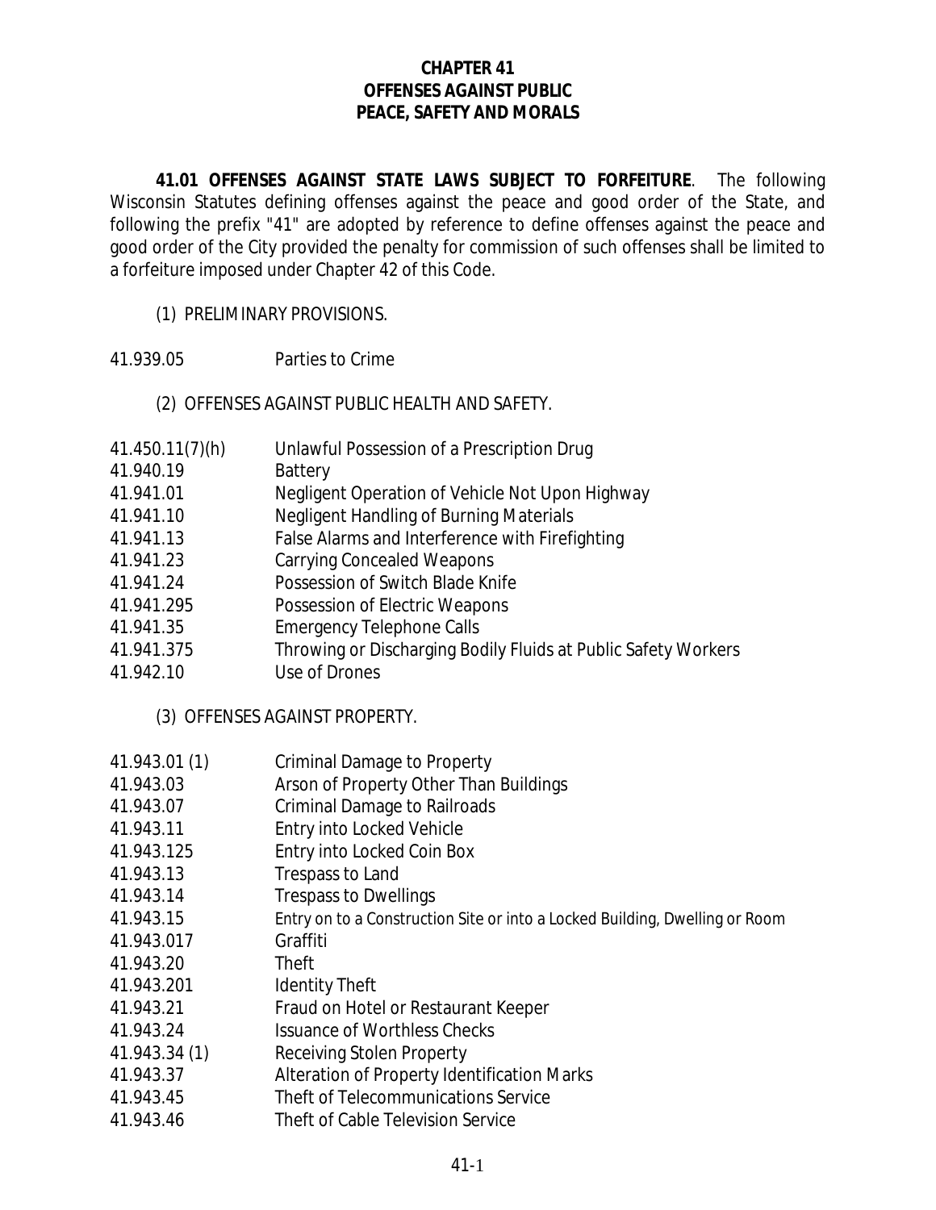# CHAPTER 41
# OFFENSES AGAINST PUBLIC PEACE, SAFETY AND MORALS

**41.01 OFFENSES AGAINST STATE LAWS SUBJECT TO FORFEITURE**. The following Wisconsin Statutes defining offenses against the peace and good order of the State, and following the prefix "41" are adopted by reference to define offenses against the peace and good order of the City provided the penalty for commission of such offenses shall be limited to a forfeiture imposed under Chapter 42 of this Code.

(1) PRELIMINARY PROVISIONS.

41.939.05 Parties to Crime

(2) OFFENSES AGAINST PUBLIC HEALTH AND SAFETY.

41.450.11(7)(h) Unlawful Possession of a Prescription Drug
41.940.19 Battery
41.941.01 Negligent Operation of Vehicle Not Upon Highway
41.941.10 Negligent Handling of Burning Materials
41.941.13 False Alarms and Interference with Firefighting
41.941.23 Carrying Concealed Weapons
41.941.24 Possession of Switch Blade Knife
41.941.295 Possession of Electric Weapons
41.941.35 Emergency Telephone Calls
41.941.375 Throwing or Discharging Bodily Fluids at Public Safety Workers
41.942.10 Use of Drones

(3) OFFENSES AGAINST PROPERTY.

41.943.01 (1) Criminal Damage to Property
41.943.03 Arson of Property Other Than Buildings
41.943.07 Criminal Damage to Railroads
41.943.11 Entry into Locked Vehicle
41.943.125 Entry into Locked Coin Box
41.943.13 Trespass to Land
41.943.14 Trespass to Dwellings
41.943.15 Entry on to a Construction Site or into a Locked Building, Dwelling or Room
41.943.017 Graffiti
41.943.20 Theft
41.943.201 Identity Theft
41.943.21 Fraud on Hotel or Restaurant Keeper
41.943.24 Issuance of Worthless Checks
41.943.34 (1) Receiving Stolen Property
41.943.37 Alteration of Property Identification Marks
41.943.45 Theft of Telecommunications Service
41.943.46 Theft of Cable Television Service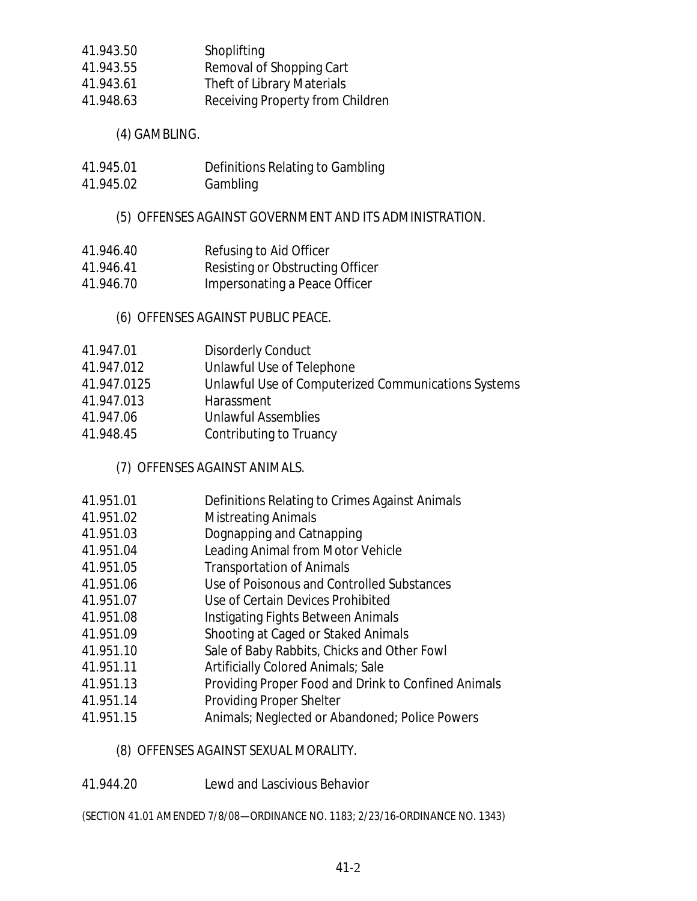41.943.50 Shoplifting
41.943.55 Removal of Shopping Cart
41.943.61 Theft of Library Materials
41.948.63 Receiving Property from Children

(4) GAMBLING.

41.945.01 Definitions Relating to Gambling
41.945.02 Gambling

(5) OFFENSES AGAINST GOVERNMENT AND ITS ADMINISTRATION.

41.946.40 Refusing to Aid Officer
41.946.41 Resisting or Obstructing Officer
41.946.70 Impersonating a Peace Officer

(6) OFFENSES AGAINST PUBLIC PEACE.

41.947.01 Disorderly Conduct
41.947.012 Unlawful Use of Telephone
41.947.0125 Unlawful Use of Computerized Communications Systems
41.947.013 Harassment
41.947.06 Unlawful Assemblies
41.948.45 Contributing to Truancy

(7) OFFENSES AGAINST ANIMALS.

41.951.01 Definitions Relating to Crimes Against Animals
41.951.02 Mistreating Animals
41.951.03 Dognapping and Catnapping
41.951.04 Leading Animal from Motor Vehicle
41.951.05 Transportation of Animals
41.951.06 Use of Poisonous and Controlled Substances
41.951.07 Use of Certain Devices Prohibited
41.951.08 Instigating Fights Between Animals
41.951.09 Shooting at Caged or Staked Animals
41.951.10 Sale of Baby Rabbits, Chicks and Other Fowl
41.951.11 Artificially Colored Animals; Sale
41.951.13 Providing Proper Food and Drink to Confined Animals
41.951.14 Providing Proper Shelter
41.951.15 Animals; Neglected or Abandoned; Police Powers

(8) OFFENSES AGAINST SEXUAL MORALITY.

41.944.20 Lewd and Lascivious Behavior

(SECTION 41.01 AMENDED 7/8/08—ORDINANCE NO. 1183; 2/23/16-ORDINANCE NO. 1343)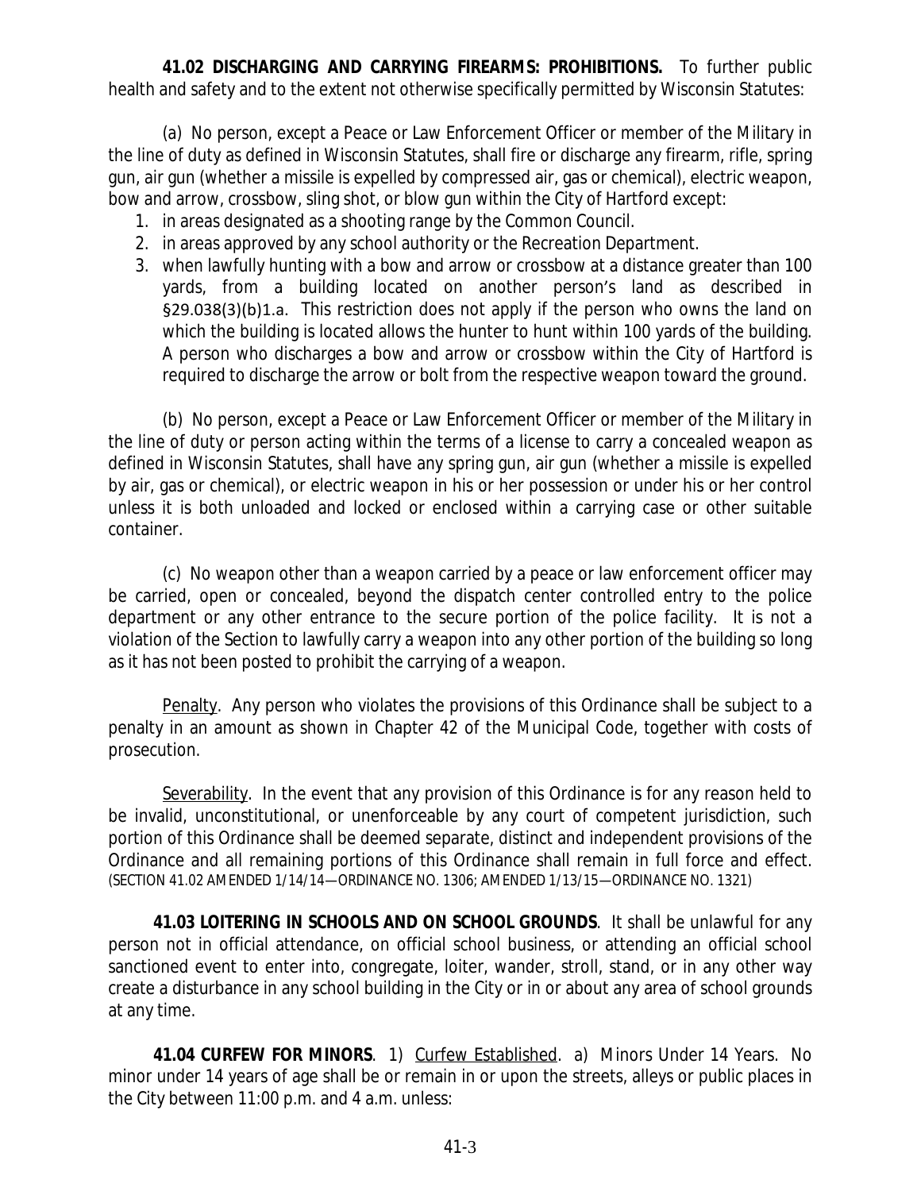**41.02 DISCHARGING AND CARRYING FIREARMS: PROHIBITIONS.** To further public health and safety and to the extent not otherwise specifically permitted by Wisconsin Statutes:

(a) No person, except a Peace or Law Enforcement Officer or member of the Military in the line of duty as defined in Wisconsin Statutes, shall fire or discharge any firearm, rifle, spring gun, air gun (whether a missile is expelled by compressed air, gas or chemical), electric weapon, bow and arrow, crossbow, sling shot, or blow gun within the City of Hartford except:

1. in areas designated as a shooting range by the Common Council.
2. in areas approved by any school authority or the Recreation Department.
3. when lawfully hunting with a bow and arrow or crossbow at a distance greater than 100 yards, from a building located on another person's land as described in §29.038(3)(b)1.a. This restriction does not apply if the person who owns the land on which the building is located allows the hunter to hunt within 100 yards of the building. A person who discharges a bow and arrow or crossbow within the City of Hartford is required to discharge the arrow or bolt from the respective weapon toward the ground.

(b) No person, except a Peace or Law Enforcement Officer or member of the Military in the line of duty or person acting within the terms of a license to carry a concealed weapon as defined in Wisconsin Statutes, shall have any spring gun, air gun (whether a missile is expelled by air, gas or chemical), or electric weapon in his or her possession or under his or her control unless it is both unloaded and locked or enclosed within a carrying case or other suitable container.

(c) No weapon other than a weapon carried by a peace or law enforcement officer may be carried, open or concealed, beyond the dispatch center controlled entry to the police department or any other entrance to the secure portion of the police facility. It is not a violation of the Section to lawfully carry a weapon into any other portion of the building so long as it has not been posted to prohibit the carrying of a weapon.

Penalty. Any person who violates the provisions of this Ordinance shall be subject to a penalty in an amount as shown in Chapter 42 of the Municipal Code, together with costs of prosecution.

Severability. In the event that any provision of this Ordinance is for any reason held to be invalid, unconstitutional, or unenforceable by any court of competent jurisdiction, such portion of this Ordinance shall be deemed separate, distinct and independent provisions of the Ordinance and all remaining portions of this Ordinance shall remain in full force and effect. (SECTION 41.02 AMENDED 1/14/14—ORDINANCE NO. 1306; AMENDED 1/13/15—ORDINANCE NO. 1321)

**41.03 LOITERING IN SCHOOLS AND ON SCHOOL GROUNDS**. It shall be unlawful for any person not in official attendance, on official school business, or attending an official school sanctioned event to enter into, congregate, loiter, wander, stroll, stand, or in any other way create a disturbance in any school building in the City or in or about any area of school grounds at any time.

**41.04 CURFEW FOR MINORS**. 1) Curfew Established. a) Minors Under 14 Years. No minor under 14 years of age shall be or remain in or upon the streets, alleys or public places in the City between 11:00 p.m. and 4 a.m. unless: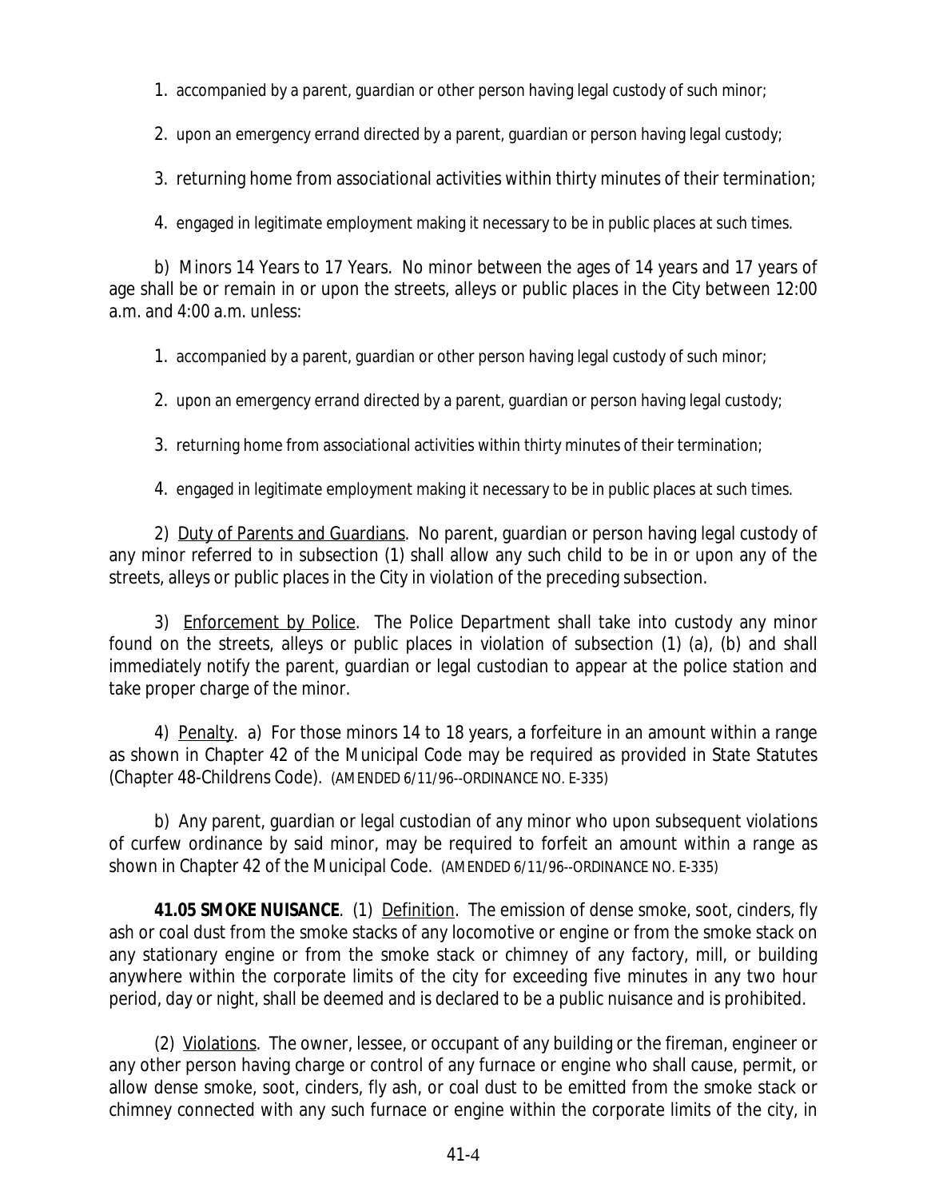1. accompanied by a parent, guardian or other person having legal custody of such minor;

2. upon an emergency errand directed by a parent, guardian or person having legal custody;

3. returning home from associational activities within thirty minutes of their termination;

4. engaged in legitimate employment making it necessary to be in public places at such times.

b) Minors 14 Years to 17 Years. No minor between the ages of 14 years and 17 years of age shall be or remain in or upon the streets, alleys or public places in the City between 12:00 a.m. and 4:00 a.m. unless:

1. accompanied by a parent, guardian or other person having legal custody of such minor;

2. upon an emergency errand directed by a parent, guardian or person having legal custody;

3. returning home from associational activities within thirty minutes of their termination;

4. engaged in legitimate employment making it necessary to be in public places at such times.

2) Duty of Parents and Guardians. No parent, guardian or person having legal custody of any minor referred to in subsection (1) shall allow any such child to be in or upon any of the streets, alleys or public places in the City in violation of the preceding subsection.

3) Enforcement by Police. The Police Department shall take into custody any minor found on the streets, alleys or public places in violation of subsection (1) (a), (b) and shall immediately notify the parent, guardian or legal custodian to appear at the police station and take proper charge of the minor.

4) Penalty. a) For those minors 14 to 18 years, a forfeiture in an amount within a range as shown in Chapter 42 of the Municipal Code may be required as provided in State Statutes (Chapter 48-Childrens Code). (AMENDED 6/11/96--ORDINANCE NO. E-335)

b) Any parent, guardian or legal custodian of any minor who upon subsequent violations of curfew ordinance by said minor, may be required to forfeit an amount within a range as shown in Chapter 42 of the Municipal Code. (AMENDED 6/11/96--ORDINANCE NO. E-335)

**41.05 SMOKE NUISANCE**. (1) Definition. The emission of dense smoke, soot, cinders, fly ash or coal dust from the smoke stacks of any locomotive or engine or from the smoke stack on any stationary engine or from the smoke stack or chimney of any factory, mill, or building anywhere within the corporate limits of the city for exceeding five minutes in any two hour period, day or night, shall be deemed and is declared to be a public nuisance and is prohibited.

(2) Violations. The owner, lessee, or occupant of any building or the fireman, engineer or any other person having charge or control of any furnace or engine who shall cause, permit, or allow dense smoke, soot, cinders, fly ash, or coal dust to be emitted from the smoke stack or chimney connected with any such furnace or engine within the corporate limits of the city, in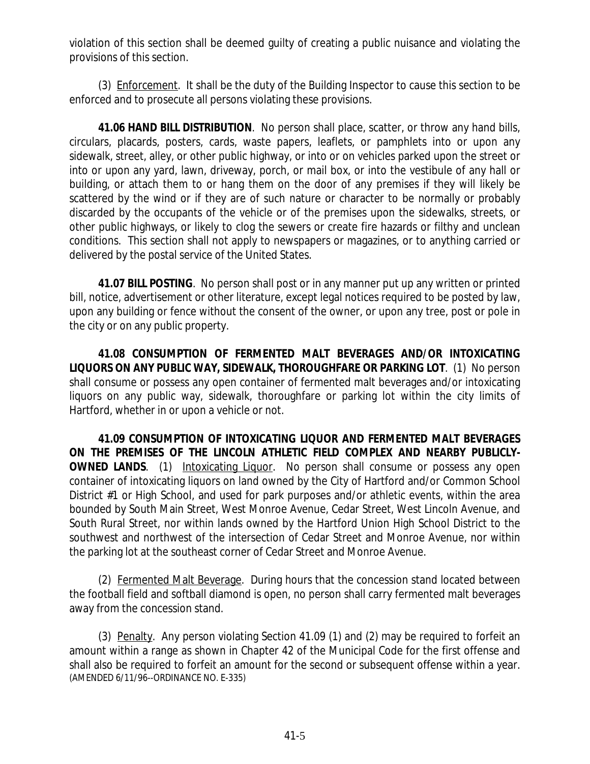violation of this section shall be deemed guilty of creating a public nuisance and violating the provisions of this section.

(3) Enforcement. It shall be the duty of the Building Inspector to cause this section to be enforced and to prosecute all persons violating these provisions.

**41.06 HAND BILL DISTRIBUTION**. No person shall place, scatter, or throw any hand bills, circulars, placards, posters, cards, waste papers, leaflets, or pamphlets into or upon any sidewalk, street, alley, or other public highway, or into or on vehicles parked upon the street or into or upon any yard, lawn, driveway, porch, or mail box, or into the vestibule of any hall or building, or attach them to or hang them on the door of any premises if they will likely be scattered by the wind or if they are of such nature or character to be normally or probably discarded by the occupants of the vehicle or of the premises upon the sidewalks, streets, or other public highways, or likely to clog the sewers or create fire hazards or filthy and unclean conditions. This section shall not apply to newspapers or magazines, or to anything carried or delivered by the postal service of the United States.

**41.07 BILL POSTING**. No person shall post or in any manner put up any written or printed bill, notice, advertisement or other literature, except legal notices required to be posted by law, upon any building or fence without the consent of the owner, or upon any tree, post or pole in the city or on any public property.

**41.08 CONSUMPTION OF FERMENTED MALT BEVERAGES AND/OR INTOXICATING LIQUORS ON ANY PUBLIC WAY, SIDEWALK, THOROUGHFARE OR PARKING LOT**. (1) No person shall consume or possess any open container of fermented malt beverages and/or intoxicating liquors on any public way, sidewalk, thoroughfare or parking lot within the city limits of Hartford, whether in or upon a vehicle or not.

**41.09 CONSUMPTION OF INTOXICATING LIQUOR AND FERMENTED MALT BEVERAGES ON THE PREMISES OF THE LINCOLN ATHLETIC FIELD COMPLEX AND NEARBY PUBLICLY-OWNED LANDS**. (1) Intoxicating Liquor. No person shall consume or possess any open container of intoxicating liquors on land owned by the City of Hartford and/or Common School District #1 or High School, and used for park purposes and/or athletic events, within the area bounded by South Main Street, West Monroe Avenue, Cedar Street, West Lincoln Avenue, and South Rural Street, nor within lands owned by the Hartford Union High School District to the southwest and northwest of the intersection of Cedar Street and Monroe Avenue, nor within the parking lot at the southeast corner of Cedar Street and Monroe Avenue.

(2) Fermented Malt Beverage. During hours that the concession stand located between the football field and softball diamond is open, no person shall carry fermented malt beverages away from the concession stand.

(3) Penalty. Any person violating Section 41.09 (1) and (2) may be required to forfeit an amount within a range as shown in Chapter 42 of the Municipal Code for the first offense and shall also be required to forfeit an amount for the second or subsequent offense within a year. (AMENDED 6/11/96--ORDINANCE NO. E-335)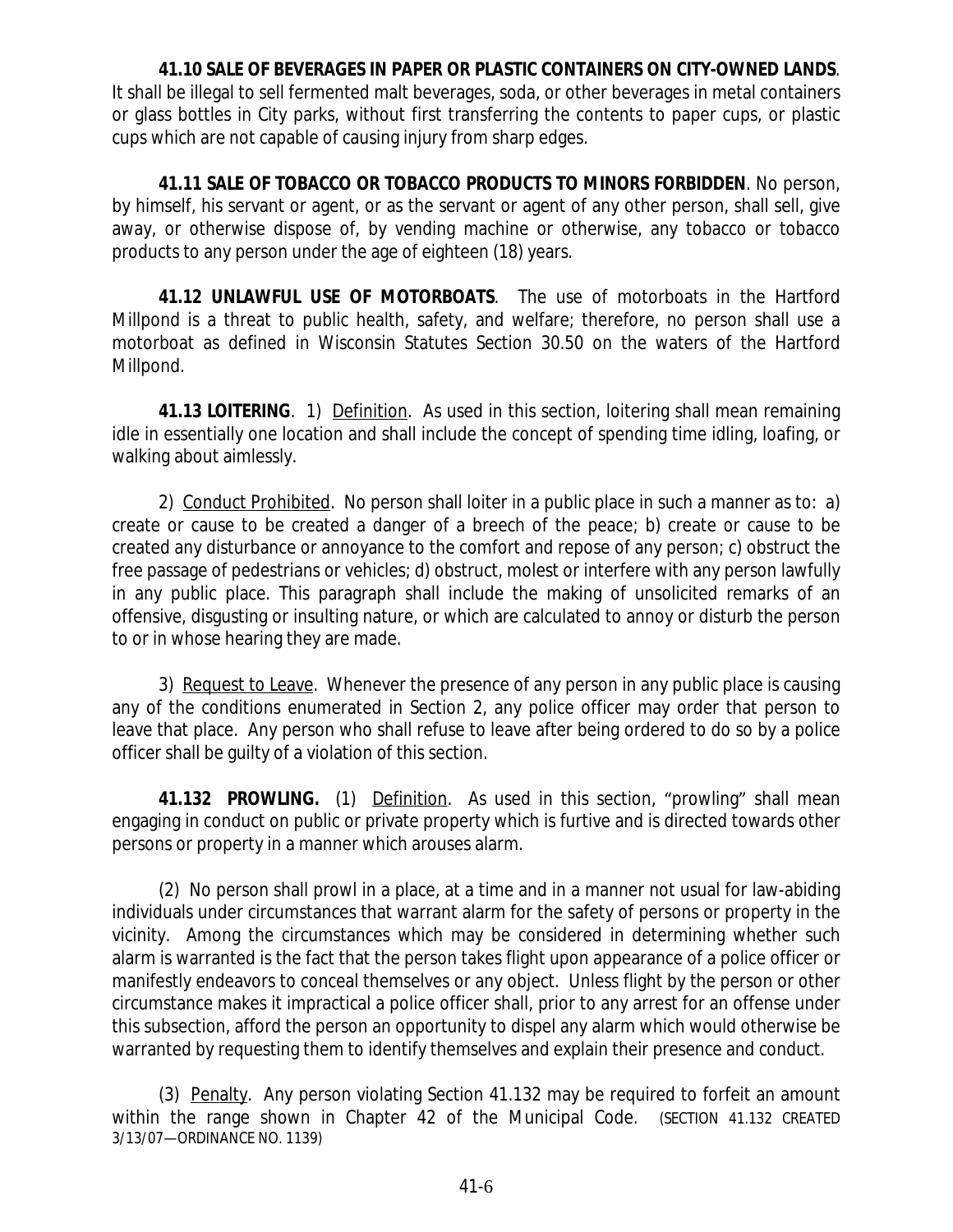**41.10 SALE OF BEVERAGES IN PAPER OR PLASTIC CONTAINERS ON CITY-OWNED LANDS**. It shall be illegal to sell fermented malt beverages, soda, or other beverages in metal containers or glass bottles in City parks, without first transferring the contents to paper cups, or plastic cups which are not capable of causing injury from sharp edges.

**41.11 SALE OF TOBACCO OR TOBACCO PRODUCTS TO MINORS FORBIDDEN**. No person, by himself, his servant or agent, or as the servant or agent of any other person, shall sell, give away, or otherwise dispose of, by vending machine or otherwise, any tobacco or tobacco products to any person under the age of eighteen (18) years.

**41.12 UNLAWFUL USE OF MOTORBOATS**. The use of motorboats in the Hartford Millpond is a threat to public health, safety, and welfare; therefore, no person shall use a motorboat as defined in Wisconsin Statutes Section 30.50 on the waters of the Hartford Millpond.

**41.13 LOITERING**. 1) Definition. As used in this section, loitering shall mean remaining idle in essentially one location and shall include the concept of spending time idling, loafing, or walking about aimlessly.

2) Conduct Prohibited. No person shall loiter in a public place in such a manner as to: a) create or cause to be created a danger of a breech of the peace; b) create or cause to be created any disturbance or annoyance to the comfort and repose of any person; c) obstruct the free passage of pedestrians or vehicles; d) obstruct, molest or interfere with any person lawfully in any public place. This paragraph shall include the making of unsolicited remarks of an offensive, disgusting or insulting nature, or which are calculated to annoy or disturb the person to or in whose hearing they are made.

3) Request to Leave. Whenever the presence of any person in any public place is causing any of the conditions enumerated in Section 2, any police officer may order that person to leave that place. Any person who shall refuse to leave after being ordered to do so by a police officer shall be guilty of a violation of this section.

**41.132 PROWLING.** (1) Definition. As used in this section, "prowling" shall mean engaging in conduct on public or private property which is furtive and is directed towards other persons or property in a manner which arouses alarm.

(2) No person shall prowl in a place, at a time and in a manner not usual for law-abiding individuals under circumstances that warrant alarm for the safety of persons or property in the vicinity. Among the circumstances which may be considered in determining whether such alarm is warranted is the fact that the person takes flight upon appearance of a police officer or manifestly endeavors to conceal themselves or any object. Unless flight by the person or other circumstance makes it impractical a police officer shall, prior to any arrest for an offense under this subsection, afford the person an opportunity to dispel any alarm which would otherwise be warranted by requesting them to identify themselves and explain their presence and conduct.

(3) Penalty. Any person violating Section 41.132 may be required to forfeit an amount within the range shown in Chapter 42 of the Municipal Code. (SECTION 41.132 CREATED 3/13/07—ORDINANCE NO. 1139)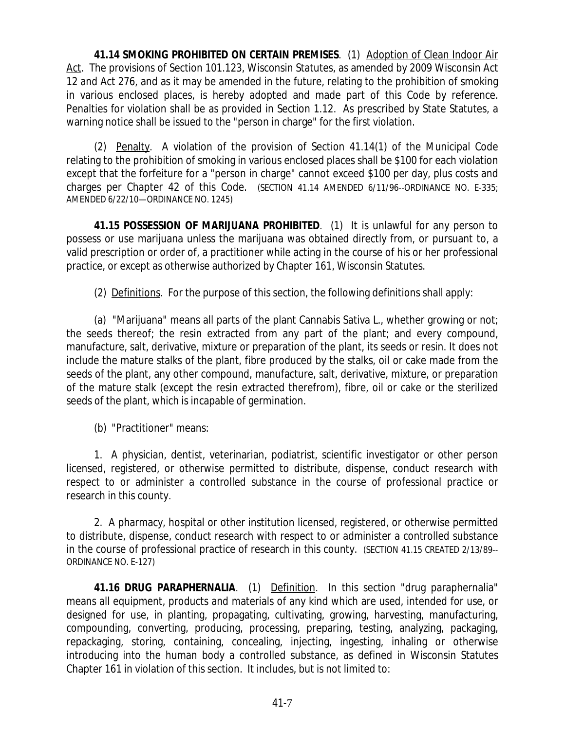**41.14 SMOKING PROHIBITED ON CERTAIN PREMISES**. (1) Adoption of Clean Indoor Air Act. The provisions of Section 101.123, Wisconsin Statutes, as amended by 2009 Wisconsin Act 12 and Act 276, and as it may be amended in the future, relating to the prohibition of smoking in various enclosed places, is hereby adopted and made part of this Code by reference. Penalties for violation shall be as provided in Section 1.12. As prescribed by State Statutes, a warning notice shall be issued to the "person in charge" for the first violation.

(2) Penalty. A violation of the provision of Section 41.14(1) of the Municipal Code relating to the prohibition of smoking in various enclosed places shall be $100 for each violation except that the forfeiture for a "person in charge" cannot exceed $100 per day, plus costs and charges per Chapter 42 of this Code. (SECTION 41.14 AMENDED 6/11/96--ORDINANCE NO. E-335; AMENDED 6/22/10—ORDINANCE NO. 1245)

**41.15 POSSESSION OF MARIJUANA PROHIBITED**. (1) It is unlawful for any person to possess or use marijuana unless the marijuana was obtained directly from, or pursuant to, a valid prescription or order of, a practitioner while acting in the course of his or her professional practice, or except as otherwise authorized by Chapter 161, Wisconsin Statutes.

(2) Definitions. For the purpose of this section, the following definitions shall apply:

(a) "Marijuana" means all parts of the plant Cannabis Sativa L., whether growing or not; the seeds thereof; the resin extracted from any part of the plant; and every compound, manufacture, salt, derivative, mixture or preparation of the plant, its seeds or resin. It does not include the mature stalks of the plant, fibre produced by the stalks, oil or cake made from the seeds of the plant, any other compound, manufacture, salt, derivative, mixture, or preparation of the mature stalk (except the resin extracted therefrom), fibre, oil or cake or the sterilized seeds of the plant, which is incapable of germination.

(b) "Practitioner" means:

1. A physician, dentist, veterinarian, podiatrist, scientific investigator or other person licensed, registered, or otherwise permitted to distribute, dispense, conduct research with respect to or administer a controlled substance in the course of professional practice or research in this county.

2. A pharmacy, hospital or other institution licensed, registered, or otherwise permitted to distribute, dispense, conduct research with respect to or administer a controlled substance in the course of professional practice of research in this county. (SECTION 41.15 CREATED 2/13/89--ORDINANCE NO. E-127)

**41.16 DRUG PARAPHERNALIA**. (1) Definition. In this section "drug paraphernalia" means all equipment, products and materials of any kind which are used, intended for use, or designed for use, in planting, propagating, cultivating, growing, harvesting, manufacturing, compounding, converting, producing, processing, preparing, testing, analyzing, packaging, repackaging, storing, containing, concealing, injecting, ingesting, inhaling or otherwise introducing into the human body a controlled substance, as defined in Wisconsin Statutes Chapter 161 in violation of this section. It includes, but is not limited to: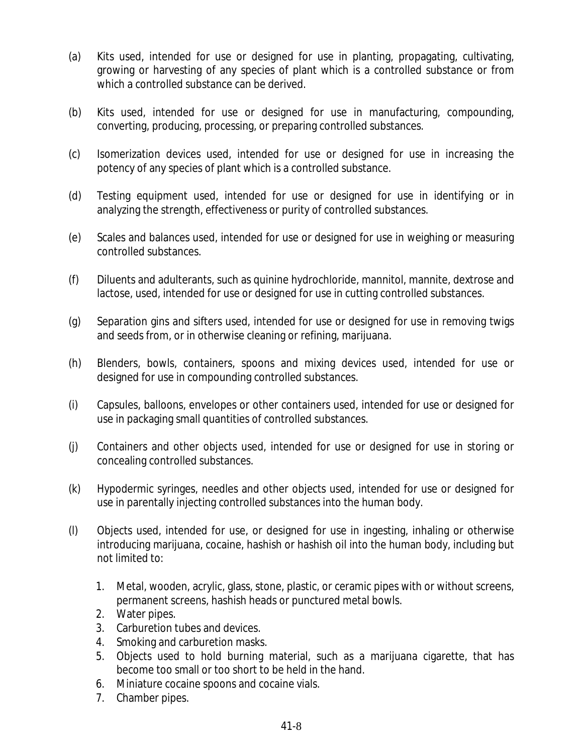(a) Kits used, intended for use or designed for use in planting, propagating, cultivating, growing or harvesting of any species of plant which is a controlled substance or from which a controlled substance can be derived.

(b) Kits used, intended for use or designed for use in manufacturing, compounding, converting, producing, processing, or preparing controlled substances.

(c) Isomerization devices used, intended for use or designed for use in increasing the potency of any species of plant which is a controlled substance.

(d) Testing equipment used, intended for use or designed for use in identifying or in analyzing the strength, effectiveness or purity of controlled substances.

(e) Scales and balances used, intended for use or designed for use in weighing or measuring controlled substances.

(f) Diluents and adulterants, such as quinine hydrochloride, mannitol, mannite, dextrose and lactose, used, intended for use or designed for use in cutting controlled substances.

(g) Separation gins and sifters used, intended for use or designed for use in removing twigs and seeds from, or in otherwise cleaning or refining, marijuana.

(h) Blenders, bowls, containers, spoons and mixing devices used, intended for use or designed for use in compounding controlled substances.

(i) Capsules, balloons, envelopes or other containers used, intended for use or designed for use in packaging small quantities of controlled substances.

(j) Containers and other objects used, intended for use or designed for use in storing or concealing controlled substances.

(k) Hypodermic syringes, needles and other objects used, intended for use or designed for use in parentally injecting controlled substances into the human body.

(l) Objects used, intended for use, or designed for use in ingesting, inhaling or otherwise introducing marijuana, cocaine, hashish or hashish oil into the human body, including but not limited to:

1. Metal, wooden, acrylic, glass, stone, plastic, or ceramic pipes with or without screens, permanent screens, hashish heads or punctured metal bowls.
2. Water pipes.
3. Carburetion tubes and devices.
4. Smoking and carburetion masks.
5. Objects used to hold burning material, such as a marijuana cigarette, that has become too small or too short to be held in the hand.
6. Miniature cocaine spoons and cocaine vials.
7. Chamber pipes.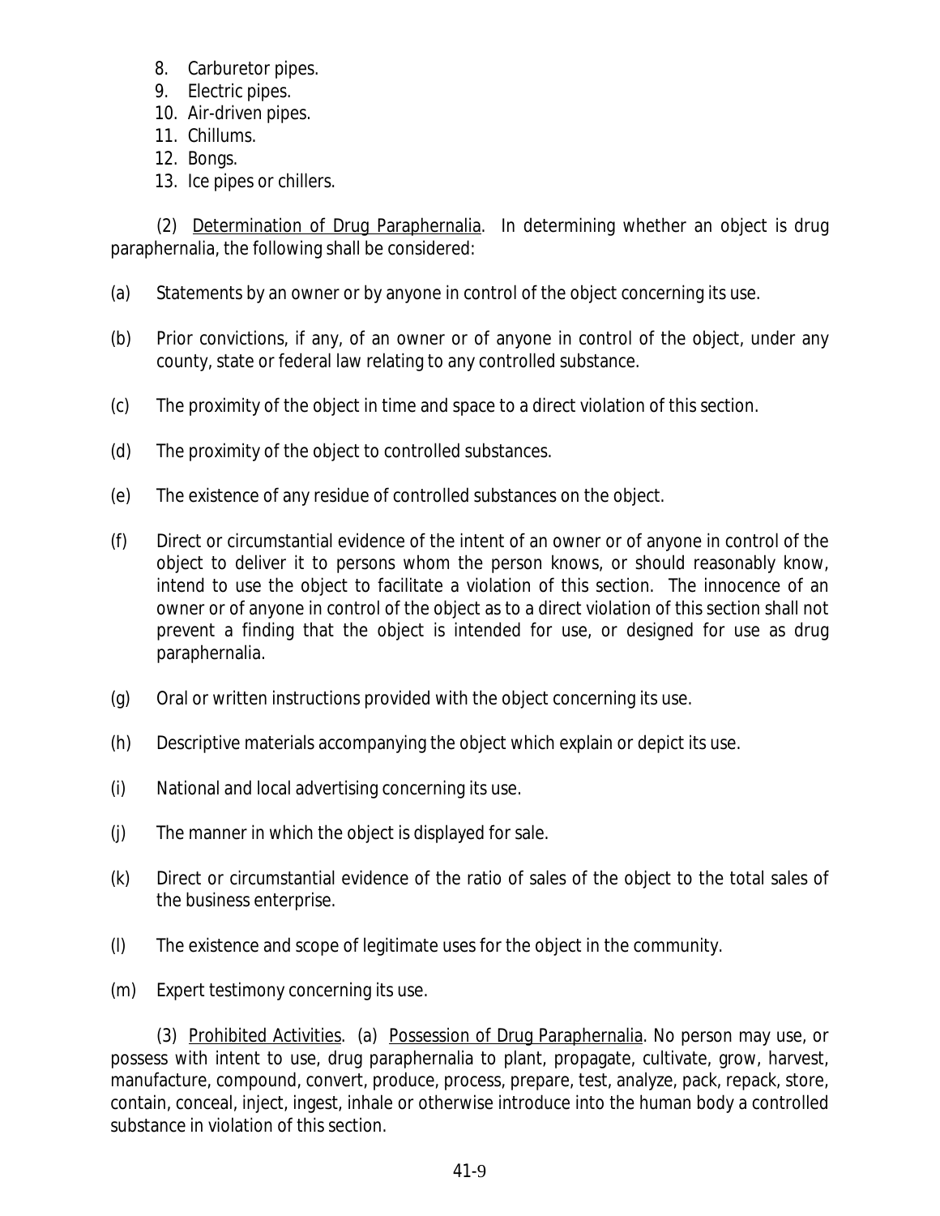8. Carburetor pipes.
9. Electric pipes.
10. Air-driven pipes.
11. Chillums.
12. Bongs.
13. Ice pipes or chillers.

(2) Determination of Drug Paraphernalia. In determining whether an object is drug paraphernalia, the following shall be considered:

(a) Statements by an owner or by anyone in control of the object concerning its use.

(b) Prior convictions, if any, of an owner or of anyone in control of the object, under any county, state or federal law relating to any controlled substance.

(c) The proximity of the object in time and space to a direct violation of this section.

(d) The proximity of the object to controlled substances.

(e) The existence of any residue of controlled substances on the object.

(f) Direct or circumstantial evidence of the intent of an owner or of anyone in control of the object to deliver it to persons whom the person knows, or should reasonably know, intend to use the object to facilitate a violation of this section. The innocence of an owner or of anyone in control of the object as to a direct violation of this section shall not prevent a finding that the object is intended for use, or designed for use as drug paraphernalia.

(g) Oral or written instructions provided with the object concerning its use.

(h) Descriptive materials accompanying the object which explain or depict its use.

(i) National and local advertising concerning its use.

(j) The manner in which the object is displayed for sale.

(k) Direct or circumstantial evidence of the ratio of sales of the object to the total sales of the business enterprise.

(l) The existence and scope of legitimate uses for the object in the community.

(m) Expert testimony concerning its use.

(3) Prohibited Activities. (a) Possession of Drug Paraphernalia. No person may use, or possess with intent to use, drug paraphernalia to plant, propagate, cultivate, grow, harvest, manufacture, compound, convert, produce, process, prepare, test, analyze, pack, repack, store, contain, conceal, inject, ingest, inhale or otherwise introduce into the human body a controlled substance in violation of this section.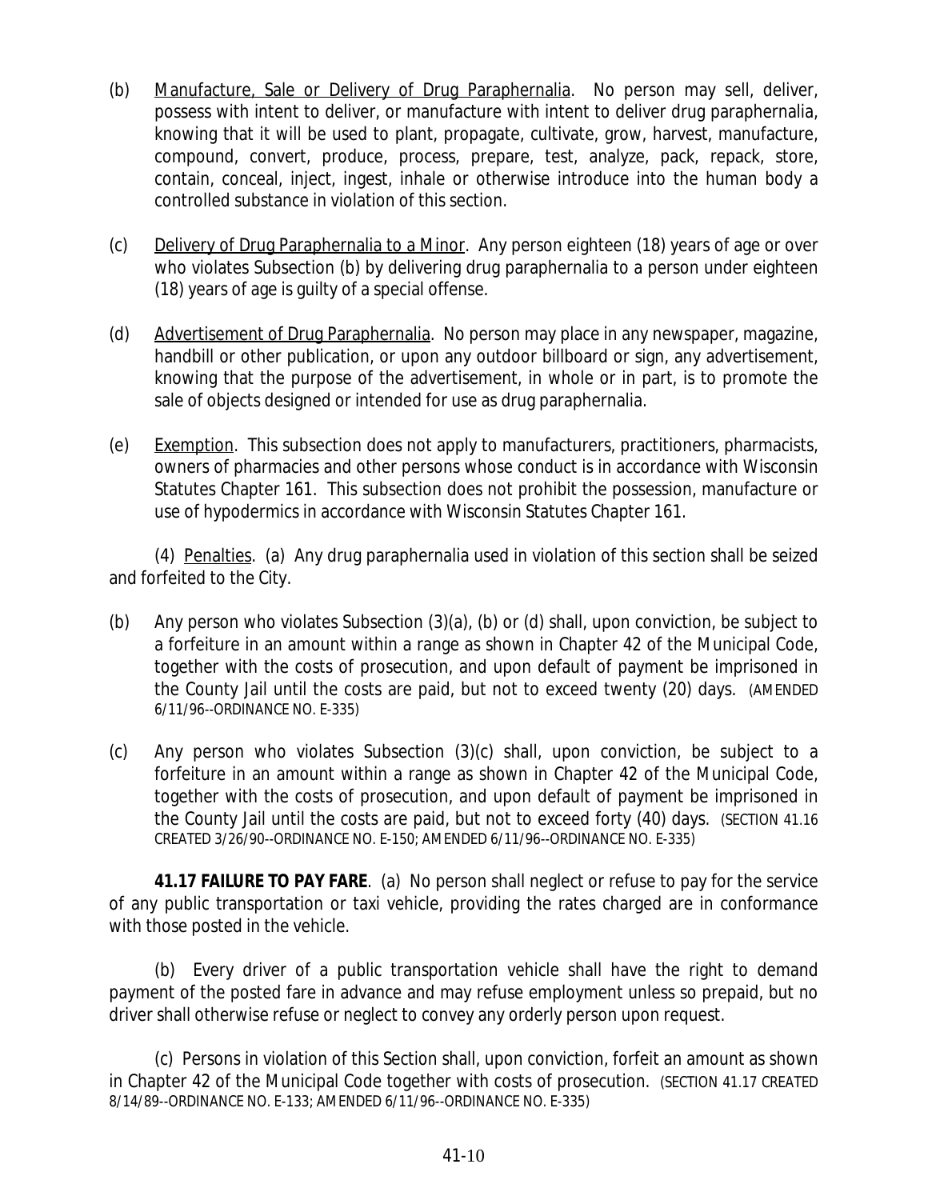(b) Manufacture, Sale or Delivery of Drug Paraphernalia. No person may sell, deliver, possess with intent to deliver, or manufacture with intent to deliver drug paraphernalia, knowing that it will be used to plant, propagate, cultivate, grow, harvest, manufacture, compound, convert, produce, process, prepare, test, analyze, pack, repack, store, contain, conceal, inject, ingest, inhale or otherwise introduce into the human body a controlled substance in violation of this section.

(c) Delivery of Drug Paraphernalia to a Minor. Any person eighteen (18) years of age or over who violates Subsection (b) by delivering drug paraphernalia to a person under eighteen (18) years of age is guilty of a special offense.

(d) Advertisement of Drug Paraphernalia. No person may place in any newspaper, magazine, handbill or other publication, or upon any outdoor billboard or sign, any advertisement, knowing that the purpose of the advertisement, in whole or in part, is to promote the sale of objects designed or intended for use as drug paraphernalia.

(e) Exemption. This subsection does not apply to manufacturers, practitioners, pharmacists, owners of pharmacies and other persons whose conduct is in accordance with Wisconsin Statutes Chapter 161. This subsection does not prohibit the possession, manufacture or use of hypodermics in accordance with Wisconsin Statutes Chapter 161.

(4) Penalties. (a) Any drug paraphernalia used in violation of this section shall be seized and forfeited to the City.

(b) Any person who violates Subsection (3)(a), (b) or (d) shall, upon conviction, be subject to a forfeiture in an amount within a range as shown in Chapter 42 of the Municipal Code, together with the costs of prosecution, and upon default of payment be imprisoned in the County Jail until the costs are paid, but not to exceed twenty (20) days. (AMENDED 6/11/96--ORDINANCE NO. E-335)

(c) Any person who violates Subsection (3)(c) shall, upon conviction, be subject to a forfeiture in an amount within a range as shown in Chapter 42 of the Municipal Code, together with the costs of prosecution, and upon default of payment be imprisoned in the County Jail until the costs are paid, but not to exceed forty (40) days. (SECTION 41.16 CREATED 3/26/90--ORDINANCE NO. E-150; AMENDED 6/11/96--ORDINANCE NO. E-335)

**41.17 FAILURE TO PAY FARE**. (a) No person shall neglect or refuse to pay for the service of any public transportation or taxi vehicle, providing the rates charged are in conformance with those posted in the vehicle.

(b) Every driver of a public transportation vehicle shall have the right to demand payment of the posted fare in advance and may refuse employment unless so prepaid, but no driver shall otherwise refuse or neglect to convey any orderly person upon request.

(c) Persons in violation of this Section shall, upon conviction, forfeit an amount as shown in Chapter 42 of the Municipal Code together with costs of prosecution. (SECTION 41.17 CREATED 8/14/89--ORDINANCE NO. E-133; AMENDED 6/11/96--ORDINANCE NO. E-335)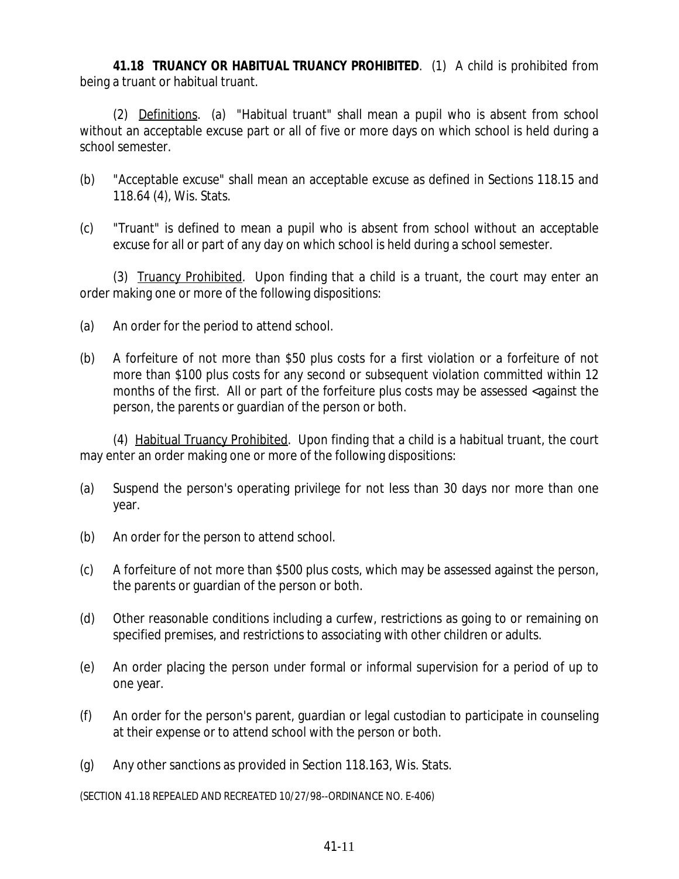**41.18 TRUANCY OR HABITUAL TRUANCY PROHIBITED**. (1) A child is prohibited from being a truant or habitual truant.

(2) Definitions. (a) "Habitual truant" shall mean a pupil who is absent from school without an acceptable excuse part or all of five or more days on which school is held during a school semester.

(b) "Acceptable excuse" shall mean an acceptable excuse as defined in Sections 118.15 and 118.64 (4), Wis. Stats.

(c) "Truant" is defined to mean a pupil who is absent from school without an acceptable excuse for all or part of any day on which school is held during a school semester.

(3) Truancy Prohibited. Upon finding that a child is a truant, the court may enter an order making one or more of the following dispositions:

(a) An order for the period to attend school.

(b) A forfeiture of not more than $50 plus costs for a first violation or a forfeiture of not more than $100 plus costs for any second or subsequent violation committed within 12 months of the first. All or part of the forfeiture plus costs may be assessed <against the person, the parents or guardian of the person or both.

(4) Habitual Truancy Prohibited. Upon finding that a child is a habitual truant, the court may enter an order making one or more of the following dispositions:

(a) Suspend the person's operating privilege for not less than 30 days nor more than one year.

(b) An order for the person to attend school.

(c) A forfeiture of not more than $500 plus costs, which may be assessed against the person, the parents or guardian of the person or both.

(d) Other reasonable conditions including a curfew, restrictions as going to or remaining on specified premises, and restrictions to associating with other children or adults.

(e) An order placing the person under formal or informal supervision for a period of up to one year.

(f) An order for the person's parent, guardian or legal custodian to participate in counseling at their expense or to attend school with the person or both.

(g) Any other sanctions as provided in Section 118.163, Wis. Stats.

(SECTION 41.18 REPEALED AND RECREATED 10/27/98--ORDINANCE NO. E-406)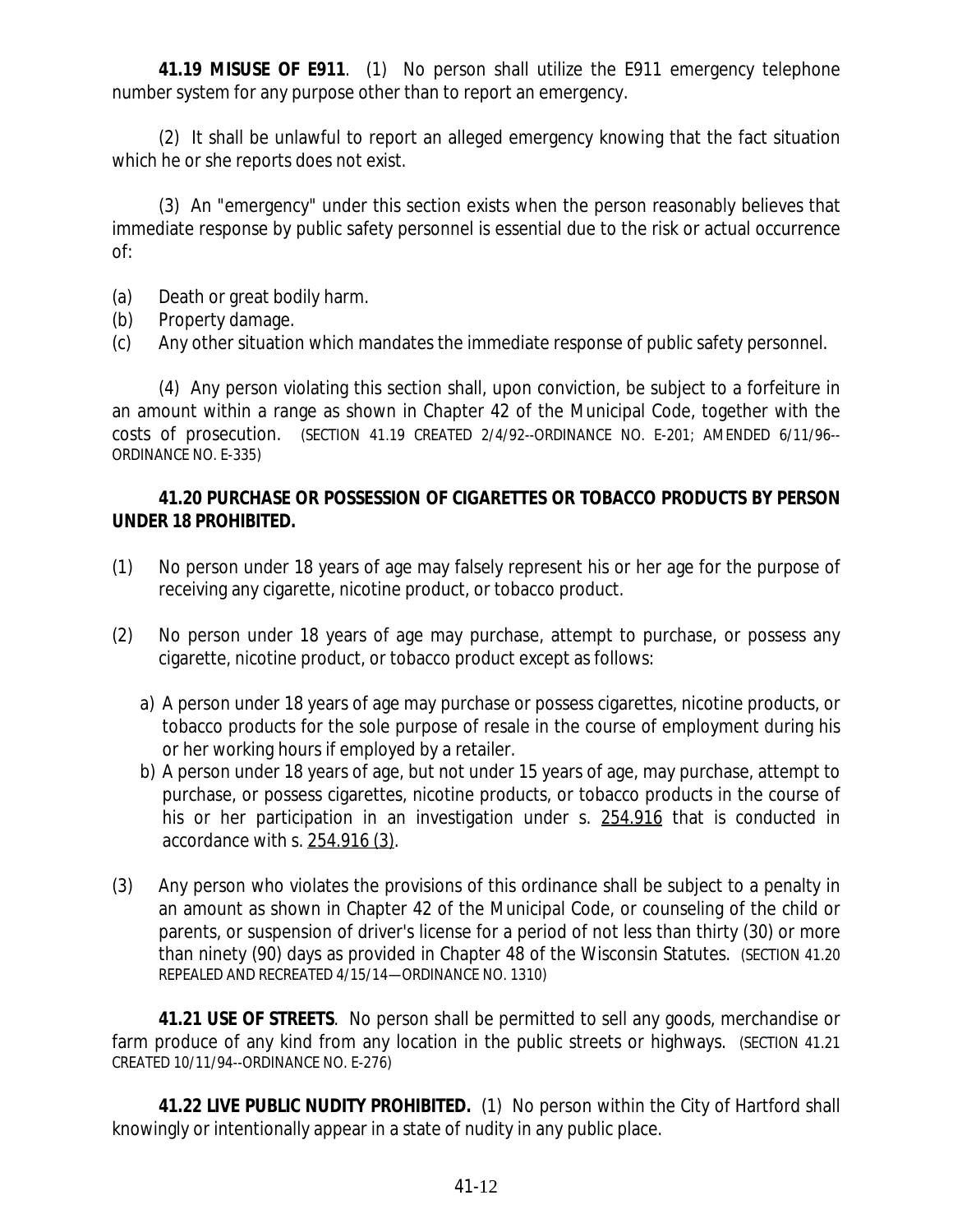**41.19 MISUSE OF E911**. (1) No person shall utilize the E911 emergency telephone number system for any purpose other than to report an emergency.

(2) It shall be unlawful to report an alleged emergency knowing that the fact situation which he or she reports does not exist.

(3) An "emergency" under this section exists when the person reasonably believes that immediate response by public safety personnel is essential due to the risk or actual occurrence of:

(a) Death or great bodily harm.
(b) Property damage.
(c) Any other situation which mandates the immediate response of public safety personnel.

(4) Any person violating this section shall, upon conviction, be subject to a forfeiture in an amount within a range as shown in Chapter 42 of the Municipal Code, together with the costs of prosecution. (SECTION 41.19 CREATED 2/4/92--ORDINANCE NO. E-201; AMENDED 6/11/96--ORDINANCE NO. E-335)

**41.20 PURCHASE OR POSSESSION OF CIGARETTES OR TOBACCO PRODUCTS BY PERSON UNDER 18 PROHIBITED.**

(1) No person under 18 years of age may falsely represent his or her age for the purpose of receiving any cigarette, nicotine product, or tobacco product.

(2) No person under 18 years of age may purchase, attempt to purchase, or possess any cigarette, nicotine product, or tobacco product except as follows:

a) A person under 18 years of age may purchase or possess cigarettes, nicotine products, or tobacco products for the sole purpose of resale in the course of employment during his or her working hours if employed by a retailer.

b) A person under 18 years of age, but not under 15 years of age, may purchase, attempt to purchase, or possess cigarettes, nicotine products, or tobacco products in the course of his or her participation in an investigation under s. 254.916 that is conducted in accordance with s. 254.916 (3).

(3) Any person who violates the provisions of this ordinance shall be subject to a penalty in an amount as shown in Chapter 42 of the Municipal Code, or counseling of the child or parents, or suspension of driver's license for a period of not less than thirty (30) or more than ninety (90) days as provided in Chapter 48 of the Wisconsin Statutes. (SECTION 41.20 REPEALED AND RECREATED 4/15/14—ORDINANCE NO. 1310)

**41.21 USE OF STREETS**. No person shall be permitted to sell any goods, merchandise or farm produce of any kind from any location in the public streets or highways. (SECTION 41.21 CREATED 10/11/94--ORDINANCE NO. E-276)

**41.22 LIVE PUBLIC NUDITY PROHIBITED.** (1) No person within the City of Hartford shall knowingly or intentionally appear in a state of nudity in any public place.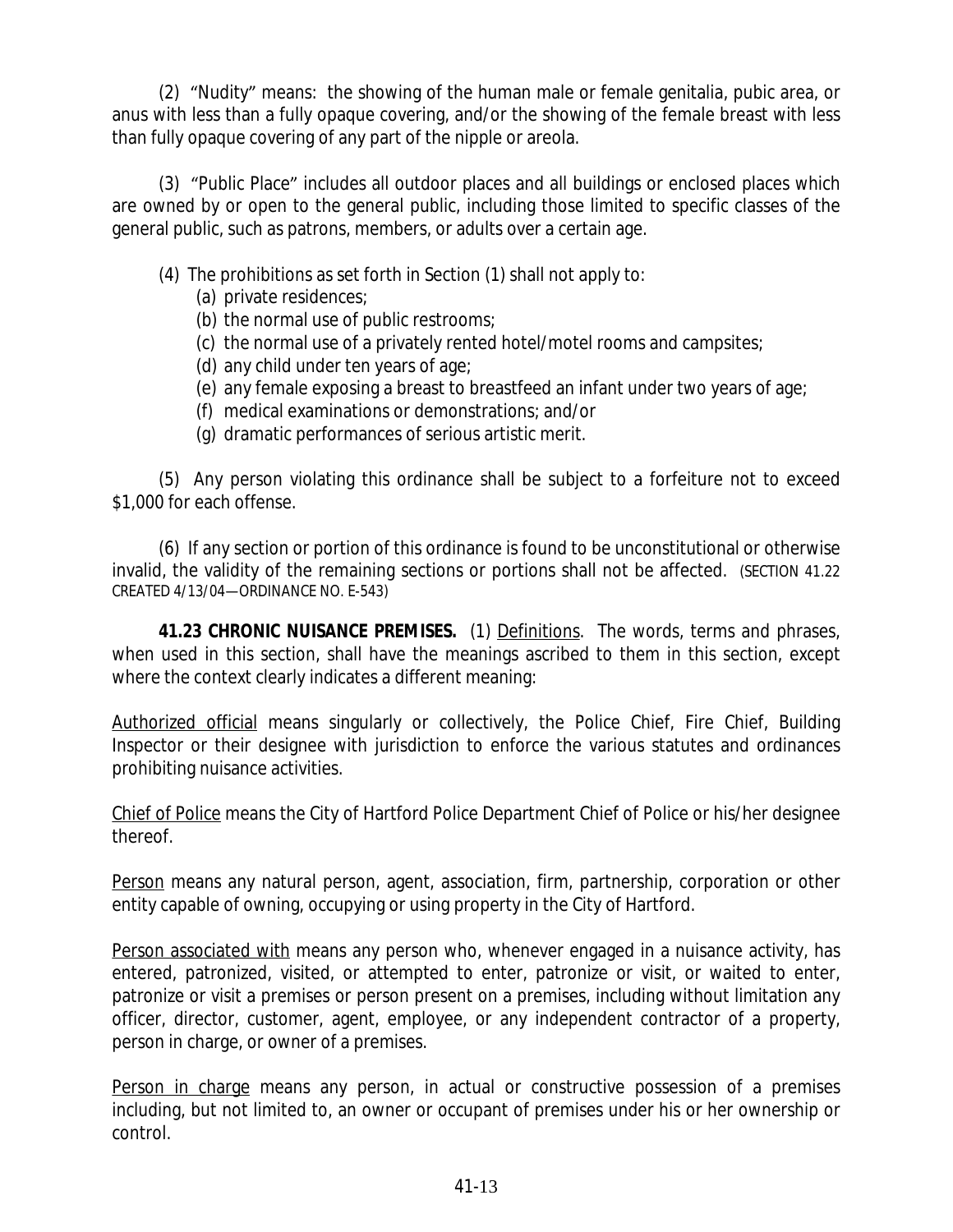(2) "Nudity" means: the showing of the human male or female genitalia, pubic area, or anus with less than a fully opaque covering, and/or the showing of the female breast with less than fully opaque covering of any part of the nipple or areola.

(3) "Public Place" includes all outdoor places and all buildings or enclosed places which are owned by or open to the general public, including those limited to specific classes of the general public, such as patrons, members, or adults over a certain age.

(4) The prohibitions as set forth in Section (1) shall not apply to:

(a) private residences;

(b) the normal use of public restrooms;

(c) the normal use of a privately rented hotel/motel rooms and campsites;

(d) any child under ten years of age;

(e) any female exposing a breast to breastfeed an infant under two years of age;

(f) medical examinations or demonstrations; and/or

(g) dramatic performances of serious artistic merit.

(5) Any person violating this ordinance shall be subject to a forfeiture not to exceed $1,000 for each offense.

(6) If any section or portion of this ordinance is found to be unconstitutional or otherwise invalid, the validity of the remaining sections or portions shall not be affected. (SECTION 41.22 CREATED 4/13/04—ORDINANCE NO. E-543)

**41.23 CHRONIC NUISANCE PREMISES.** (1) Definitions. The words, terms and phrases, when used in this section, shall have the meanings ascribed to them in this section, except where the context clearly indicates a different meaning:

Authorized official means singularly or collectively, the Police Chief, Fire Chief, Building Inspector or their designee with jurisdiction to enforce the various statutes and ordinances prohibiting nuisance activities.

Chief of Police means the City of Hartford Police Department Chief of Police or his/her designee thereof.

Person means any natural person, agent, association, firm, partnership, corporation or other entity capable of owning, occupying or using property in the City of Hartford.

Person associated with means any person who, whenever engaged in a nuisance activity, has entered, patronized, visited, or attempted to enter, patronize or visit, or waited to enter, patronize or visit a premises or person present on a premises, including without limitation any officer, director, customer, agent, employee, or any independent contractor of a property, person in charge, or owner of a premises.

Person in charge means any person, in actual or constructive possession of a premises including, but not limited to, an owner or occupant of premises under his or her ownership or control.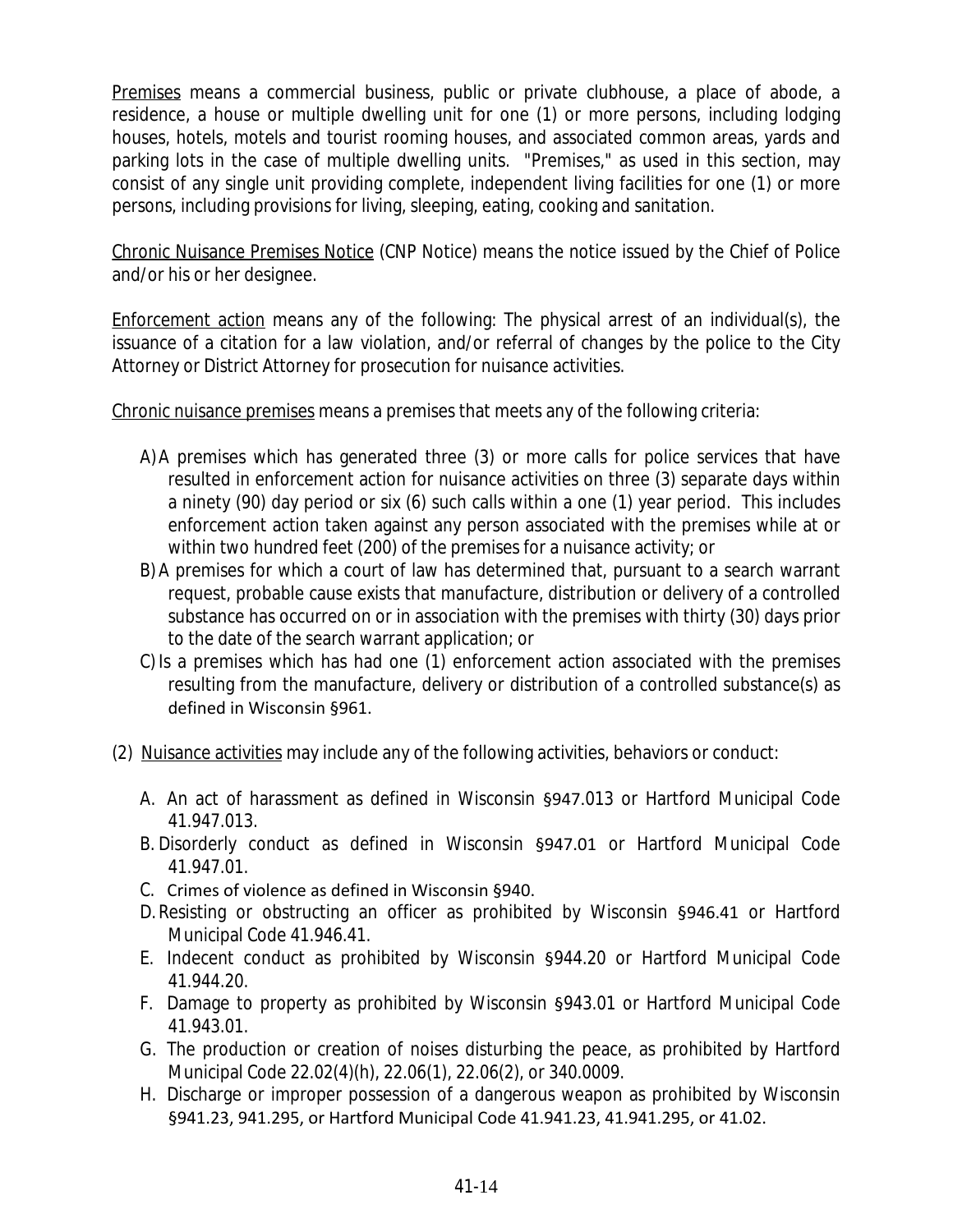Premises means a commercial business, public or private clubhouse, a place of abode, a residence, a house or multiple dwelling unit for one (1) or more persons, including lodging houses, hotels, motels and tourist rooming houses, and associated common areas, yards and parking lots in the case of multiple dwelling units. "Premises," as used in this section, may consist of any single unit providing complete, independent living facilities for one (1) or more persons, including provisions for living, sleeping, eating, cooking and sanitation.

Chronic Nuisance Premises Notice (CNP Notice) means the notice issued by the Chief of Police and/or his or her designee.

Enforcement action means any of the following: The physical arrest of an individual(s), the issuance of a citation for a law violation, and/or referral of changes by the police to the City Attorney or District Attorney for prosecution for nuisance activities.

Chronic nuisance premises means a premises that meets any of the following criteria:

A) A premises which has generated three (3) or more calls for police services that have resulted in enforcement action for nuisance activities on three (3) separate days within a ninety (90) day period or six (6) such calls within a one (1) year period. This includes enforcement action taken against any person associated with the premises while at or within two hundred feet (200) of the premises for a nuisance activity; or
B) A premises for which a court of law has determined that, pursuant to a search warrant request, probable cause exists that manufacture, distribution or delivery of a controlled substance has occurred on or in association with the premises with thirty (30) days prior to the date of the search warrant application; or
C) Is a premises which has had one (1) enforcement action associated with the premises resulting from the manufacture, delivery or distribution of a controlled substance(s) as defined in Wisconsin §961.

(2) Nuisance activities may include any of the following activities, behaviors or conduct:

A. An act of harassment as defined in Wisconsin §947.013 or Hartford Municipal Code 41.947.013.
B. Disorderly conduct as defined in Wisconsin §947.01 or Hartford Municipal Code 41.947.01.
C. Crimes of violence as defined in Wisconsin §940.
D. Resisting or obstructing an officer as prohibited by Wisconsin §946.41 or Hartford Municipal Code 41.946.41.
E. Indecent conduct as prohibited by Wisconsin §944.20 or Hartford Municipal Code 41.944.20.
F. Damage to property as prohibited by Wisconsin §943.01 or Hartford Municipal Code 41.943.01.
G. The production or creation of noises disturbing the peace, as prohibited by Hartford Municipal Code 22.02(4)(h), 22.06(1), 22.06(2), or 340.0009.
H. Discharge or improper possession of a dangerous weapon as prohibited by Wisconsin §941.23, 941.295, or Hartford Municipal Code 41.941.23, 41.941.295, or 41.02.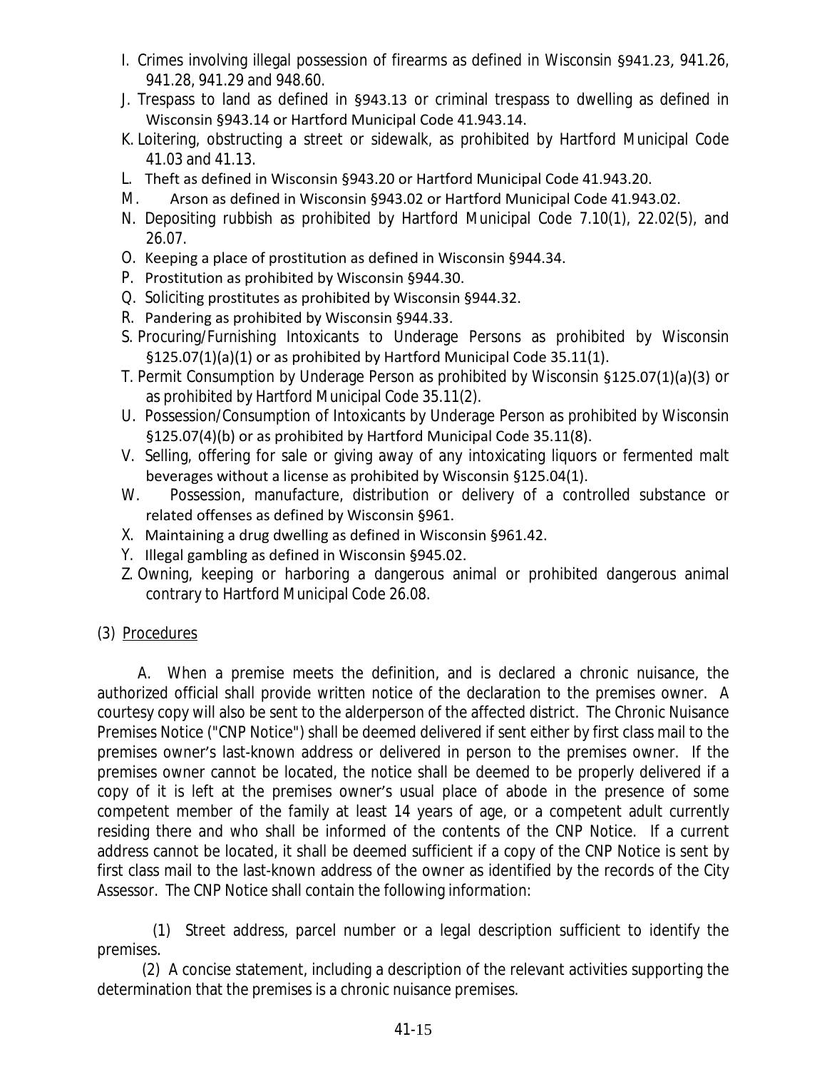I. Crimes involving illegal possession of firearms as defined in Wisconsin §941.23, 941.26, 941.28, 941.29 and 948.60.

J. Trespass to land as defined in §943.13 or criminal trespass to dwelling as defined in Wisconsin §943.14 or Hartford Municipal Code 41.943.14.

K. Loitering, obstructing a street or sidewalk, as prohibited by Hartford Municipal Code 41.03 and 41.13.

L. Theft as defined in Wisconsin §943.20 or Hartford Municipal Code 41.943.20.

M. Arson as defined in Wisconsin §943.02 or Hartford Municipal Code 41.943.02.

N. Depositing rubbish as prohibited by Hartford Municipal Code 7.10(1), 22.02(5), and 26.07.

O. Keeping a place of prostitution as defined in Wisconsin §944.34.

P. Prostitution as prohibited by Wisconsin §944.30.

Q. Soliciting prostitutes as prohibited by Wisconsin §944.32.

R. Pandering as prohibited by Wisconsin §944.33.

S. Procuring/Furnishing Intoxicants to Underage Persons as prohibited by Wisconsin §125.07(1)(a)(1) or as prohibited by Hartford Municipal Code 35.11(1).

T. Permit Consumption by Underage Person as prohibited by Wisconsin §125.07(1)(a)(3) or as prohibited by Hartford Municipal Code 35.11(2).

U. Possession/Consumption of Intoxicants by Underage Person as prohibited by Wisconsin §125.07(4)(b) or as prohibited by Hartford Municipal Code 35.11(8).

V. Selling, offering for sale or giving away of any intoxicating liquors or fermented malt beverages without a license as prohibited by Wisconsin §125.04(1).

W. Possession, manufacture, distribution or delivery of a controlled substance or related offenses as defined by Wisconsin §961.

X. Maintaining a drug dwelling as defined in Wisconsin §961.42.

Y. Illegal gambling as defined in Wisconsin §945.02.

Z. Owning, keeping or harboring a dangerous animal or prohibited dangerous animal contrary to Hartford Municipal Code 26.08.

(3) <u>Procedures</u>

A. When a premise meets the definition, and is declared a chronic nuisance, the authorized official shall provide written notice of the declaration to the premises owner. A courtesy copy will also be sent to the alderperson of the affected district. The Chronic Nuisance Premises Notice ("CNP Notice") shall be deemed delivered if sent either by first class mail to the premises owner's last-known address or delivered in person to the premises owner. If the premises owner cannot be located, the notice shall be deemed to be properly delivered if a copy of it is left at the premises owner's usual place of abode in the presence of some competent member of the family at least 14 years of age, or a competent adult currently residing there and who shall be informed of the contents of the CNP Notice. If a current address cannot be located, it shall be deemed sufficient if a copy of the CNP Notice is sent by first class mail to the last-known address of the owner as identified by the records of the City Assessor. The CNP Notice shall contain the following information:

(1) Street address, parcel number or a legal description sufficient to identify the premises.

(2) A concise statement, including a description of the relevant activities supporting the determination that the premises is a chronic nuisance premises.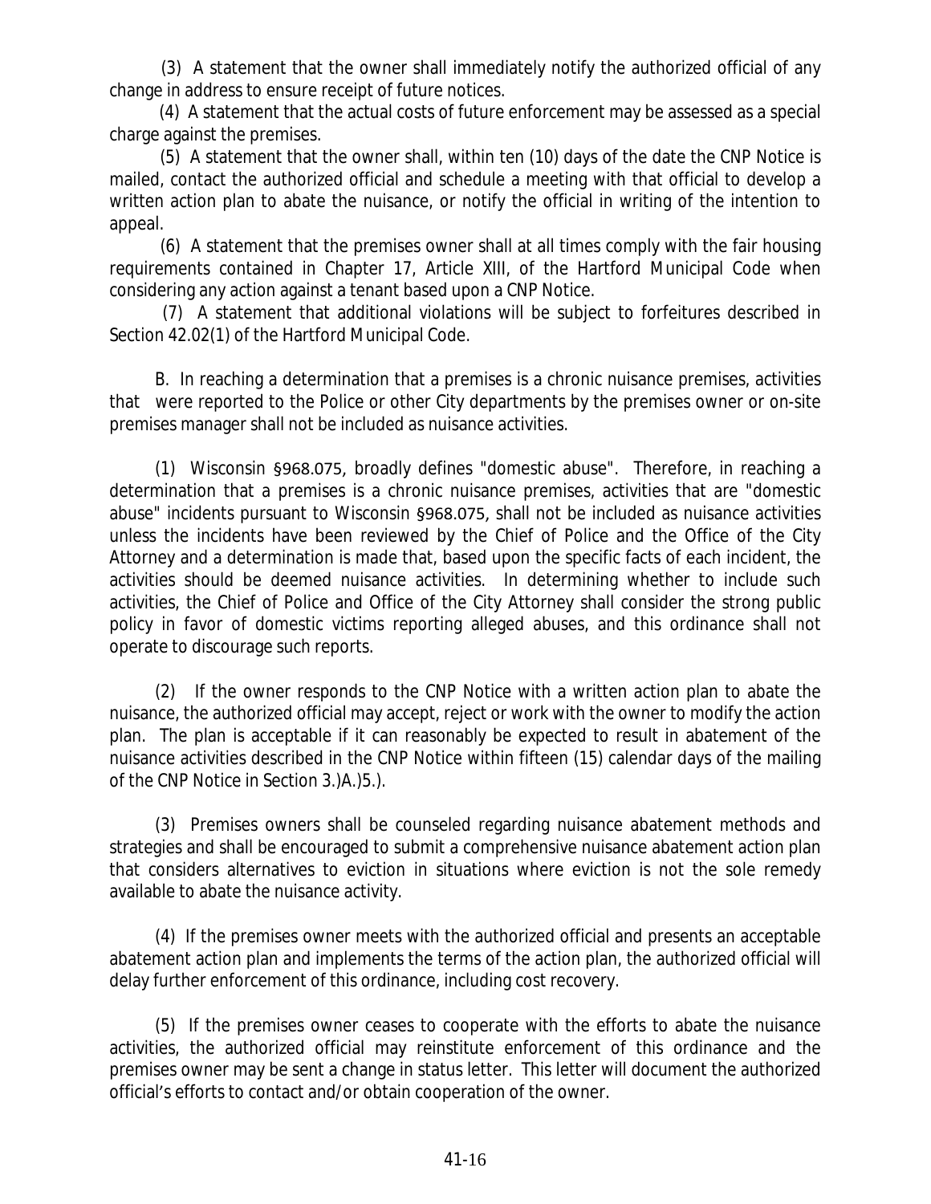(3) A statement that the owner shall immediately notify the authorized official of any change in address to ensure receipt of future notices.

(4) A statement that the actual costs of future enforcement may be assessed as a special charge against the premises.

(5) A statement that the owner shall, within ten (10) days of the date the CNP Notice is mailed, contact the authorized official and schedule a meeting with that official to develop a written action plan to abate the nuisance, or notify the official in writing of the intention to appeal.

(6) A statement that the premises owner shall at all times comply with the fair housing requirements contained in Chapter 17, Article XIII, of the Hartford Municipal Code when considering any action against a tenant based upon a CNP Notice.

(7) A statement that additional violations will be subject to forfeitures described in Section 42.02(1) of the Hartford Municipal Code.

B. In reaching a determination that a premises is a chronic nuisance premises, activities that were reported to the Police or other City departments by the premises owner or on-site premises manager shall not be included as nuisance activities.

(1) Wisconsin §968.075, broadly defines "domestic abuse". Therefore, in reaching a determination that a premises is a chronic nuisance premises, activities that are "domestic abuse" incidents pursuant to Wisconsin §968.075, shall not be included as nuisance activities unless the incidents have been reviewed by the Chief of Police and the Office of the City Attorney and a determination is made that, based upon the specific facts of each incident, the activities should be deemed nuisance activities. In determining whether to include such activities, the Chief of Police and Office of the City Attorney shall consider the strong public policy in favor of domestic victims reporting alleged abuses, and this ordinance shall not operate to discourage such reports.

(2) If the owner responds to the CNP Notice with a written action plan to abate the nuisance, the authorized official may accept, reject or work with the owner to modify the action plan. The plan is acceptable if it can reasonably be expected to result in abatement of the nuisance activities described in the CNP Notice within fifteen (15) calendar days of the mailing of the CNP Notice in Section 3.)A.)5.).

(3) Premises owners shall be counseled regarding nuisance abatement methods and strategies and shall be encouraged to submit a comprehensive nuisance abatement action plan that considers alternatives to eviction in situations where eviction is not the sole remedy available to abate the nuisance activity.

(4) If the premises owner meets with the authorized official and presents an acceptable abatement action plan and implements the terms of the action plan, the authorized official will delay further enforcement of this ordinance, including cost recovery.

(5) If the premises owner ceases to cooperate with the efforts to abate the nuisance activities, the authorized official may reinstitute enforcement of this ordinance and the premises owner may be sent a change in status letter. This letter will document the authorized official's efforts to contact and/or obtain cooperation of the owner.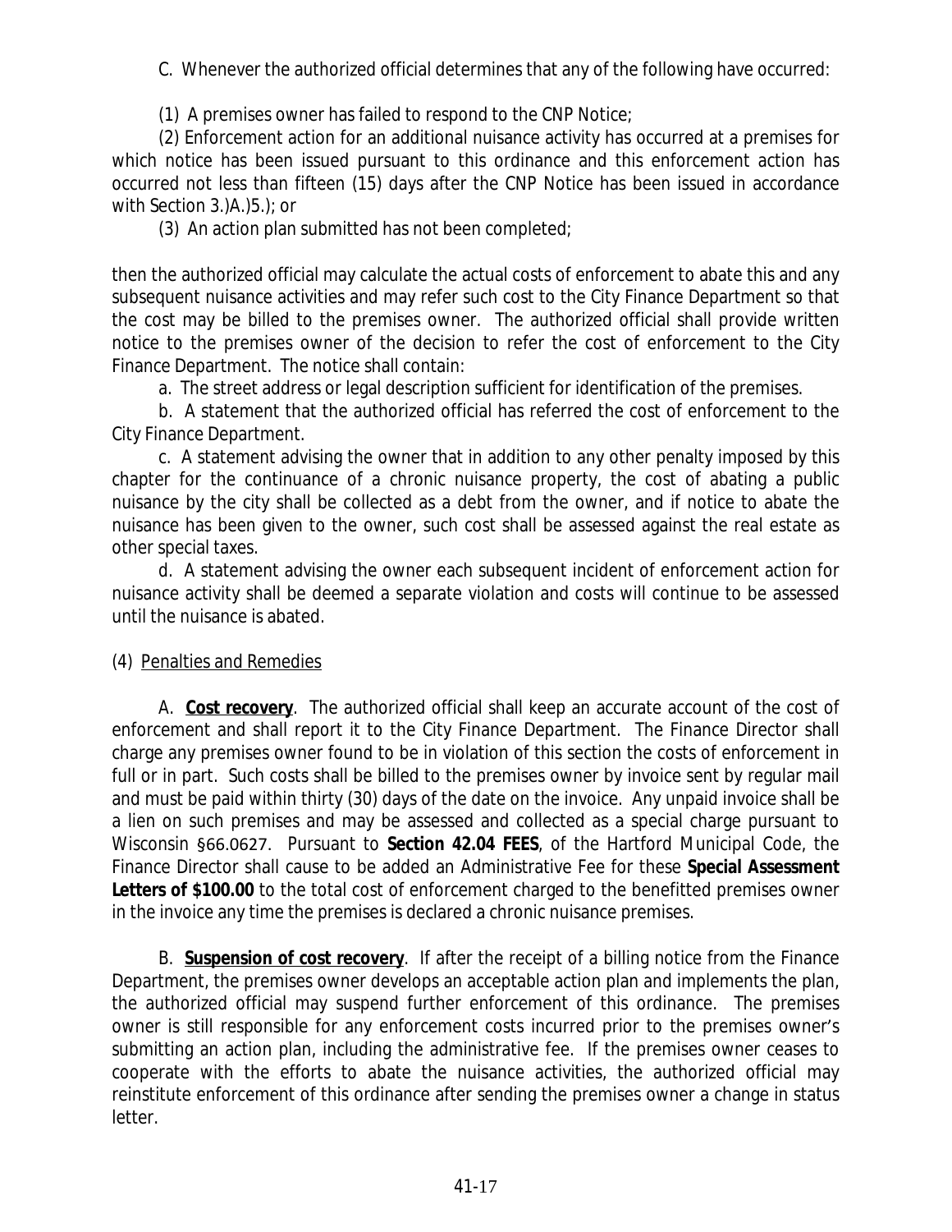C. Whenever the authorized official determines that any of the following have occurred:

(1) A premises owner has failed to respond to the CNP Notice;

(2) Enforcement action for an additional nuisance activity has occurred at a premises for which notice has been issued pursuant to this ordinance and this enforcement action has occurred not less than fifteen (15) days after the CNP Notice has been issued in accordance with Section 3.)A.)5.); or

(3) An action plan submitted has not been completed;

then the authorized official may calculate the actual costs of enforcement to abate this and any subsequent nuisance activities and may refer such cost to the City Finance Department so that the cost may be billed to the premises owner. The authorized official shall provide written notice to the premises owner of the decision to refer the cost of enforcement to the City Finance Department. The notice shall contain:

a. The street address or legal description sufficient for identification of the premises.

b. A statement that the authorized official has referred the cost of enforcement to the City Finance Department.

c. A statement advising the owner that in addition to any other penalty imposed by this chapter for the continuance of a chronic nuisance property, the cost of abating a public nuisance by the city shall be collected as a debt from the owner, and if notice to abate the nuisance has been given to the owner, such cost shall be assessed against the real estate as other special taxes.

d. A statement advising the owner each subsequent incident of enforcement action for nuisance activity shall be deemed a separate violation and costs will continue to be assessed until the nuisance is abated.

(4) Penalties and Remedies

A. **Cost recovery**. The authorized official shall keep an accurate account of the cost of enforcement and shall report it to the City Finance Department. The Finance Director shall charge any premises owner found to be in violation of this section the costs of enforcement in full or in part. Such costs shall be billed to the premises owner by invoice sent by regular mail and must be paid within thirty (30) days of the date on the invoice. Any unpaid invoice shall be a lien on such premises and may be assessed and collected as a special charge pursuant to Wisconsin §66.0627. Pursuant to **Section 42.04 FEES**, of the Hartford Municipal Code, the Finance Director shall cause to be added an Administrative Fee for these **Special Assessment Letters of $100.00** to the total cost of enforcement charged to the benefitted premises owner in the invoice any time the premises is declared a chronic nuisance premises.

B. **Suspension of cost recovery**. If after the receipt of a billing notice from the Finance Department, the premises owner develops an acceptable action plan and implements the plan, the authorized official may suspend further enforcement of this ordinance. The premises owner is still responsible for any enforcement costs incurred prior to the premises owner's submitting an action plan, including the administrative fee. If the premises owner ceases to cooperate with the efforts to abate the nuisance activities, the authorized official may reinstitute enforcement of this ordinance after sending the premises owner a change in status letter.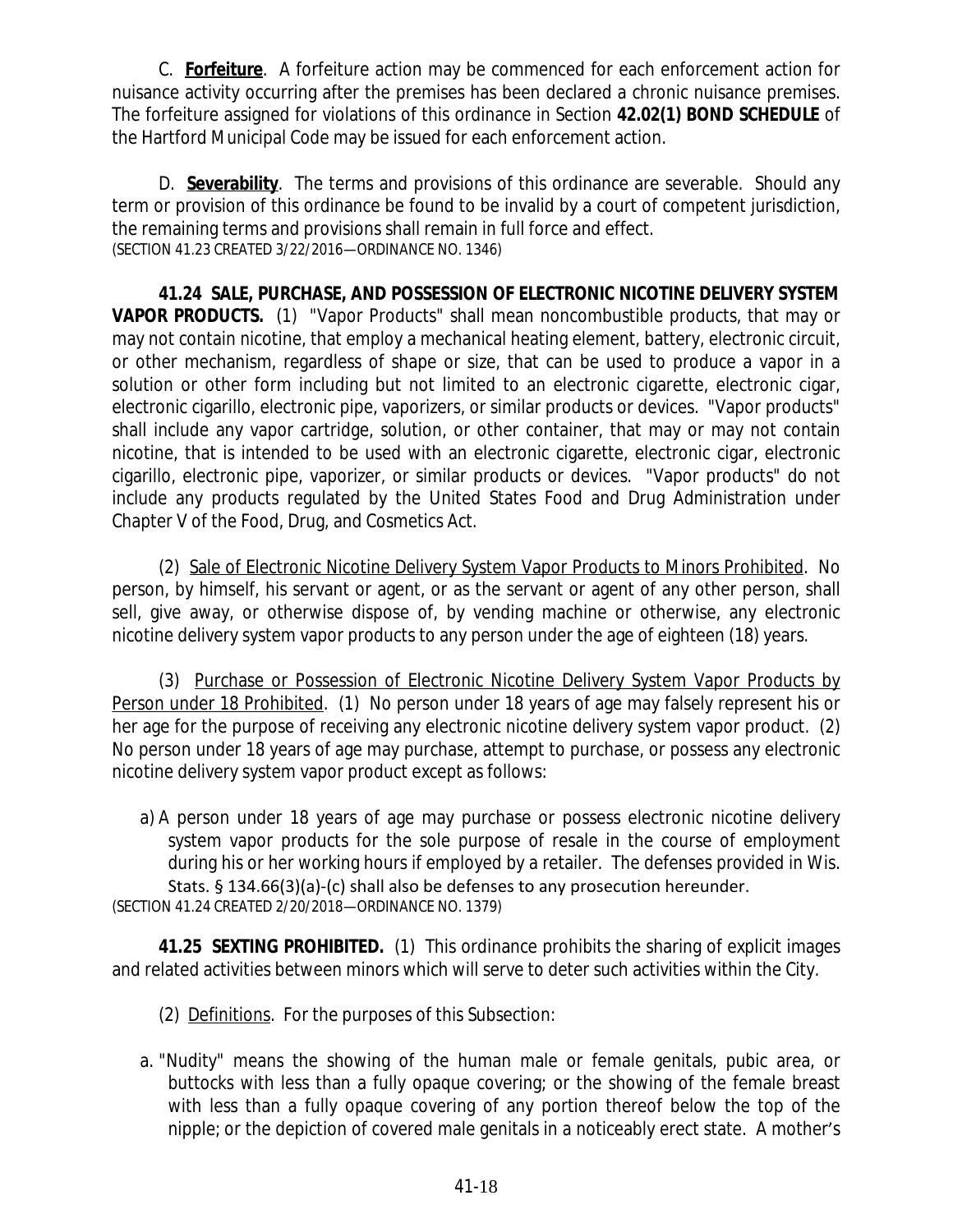C. **Forfeiture**. A forfeiture action may be commenced for each enforcement action for nuisance activity occurring after the premises has been declared a chronic nuisance premises. The forfeiture assigned for violations of this ordinance in Section **42.02(1) BOND SCHEDULE** of the Hartford Municipal Code may be issued for each enforcement action.

D. **Severability**. The terms and provisions of this ordinance are severable. Should any term or provision of this ordinance be found to be invalid by a court of competent jurisdiction, the remaining terms and provisions shall remain in full force and effect.
(SECTION 41.23 CREATED 3/22/2016—ORDINANCE NO. 1346)

**41.24 SALE, PURCHASE, AND POSSESSION OF ELECTRONIC NICOTINE DELIVERY SYSTEM VAPOR PRODUCTS.** (1) "Vapor Products" shall mean noncombustible products, that may or may not contain nicotine, that employ a mechanical heating element, battery, electronic circuit, or other mechanism, regardless of shape or size, that can be used to produce a vapor in a solution or other form including but not limited to an electronic cigarette, electronic cigar, electronic cigarillo, electronic pipe, vaporizers, or similar products or devices. "Vapor products" shall include any vapor cartridge, solution, or other container, that may or may not contain nicotine, that is intended to be used with an electronic cigarette, electronic cigar, electronic cigarillo, electronic pipe, vaporizer, or similar products or devices. "Vapor products" do not include any products regulated by the United States Food and Drug Administration under Chapter V of the Food, Drug, and Cosmetics Act.

(2) Sale of Electronic Nicotine Delivery System Vapor Products to Minors Prohibited. No person, by himself, his servant or agent, or as the servant or agent of any other person, shall sell, give away, or otherwise dispose of, by vending machine or otherwise, any electronic nicotine delivery system vapor products to any person under the age of eighteen (18) years.

(3) Purchase or Possession of Electronic Nicotine Delivery System Vapor Products by Person under 18 Prohibited. (1) No person under 18 years of age may falsely represent his or her age for the purpose of receiving any electronic nicotine delivery system vapor product. (2) No person under 18 years of age may purchase, attempt to purchase, or possess any electronic nicotine delivery system vapor product except as follows:

a) A person under 18 years of age may purchase or possess electronic nicotine delivery system vapor products for the sole purpose of resale in the course of employment during his or her working hours if employed by a retailer. The defenses provided in Wis. Stats. § 134.66(3)(a)-(c) shall also be defenses to any prosecution hereunder.

(SECTION 41.24 CREATED 2/20/2018—ORDINANCE NO. 1379)

**41.25 SEXTING PROHIBITED.** (1) This ordinance prohibits the sharing of explicit images and related activities between minors which will serve to deter such activities within the City.

(2) Definitions. For the purposes of this Subsection:

a. "Nudity" means the showing of the human male or female genitals, pubic area, or buttocks with less than a fully opaque covering; or the showing of the female breast with less than a fully opaque covering of any portion thereof below the top of the nipple; or the depiction of covered male genitals in a noticeably erect state. A mother's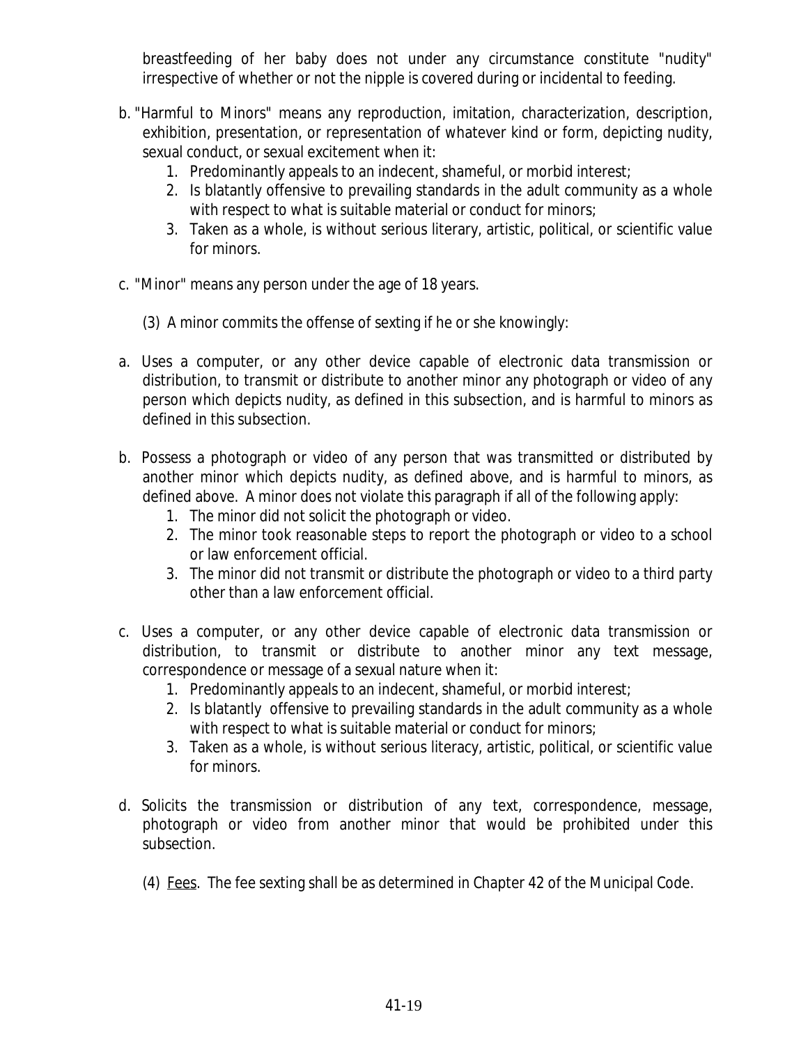breastfeeding of her baby does not under any circumstance constitute "nudity" irrespective of whether or not the nipple is covered during or incidental to feeding.

b. "Harmful to Minors" means any reproduction, imitation, characterization, description, exhibition, presentation, or representation of whatever kind or form, depicting nudity, sexual conduct, or sexual excitement when it:
   1. Predominantly appeals to an indecent, shameful, or morbid interest;
   2. Is blatantly offensive to prevailing standards in the adult community as a whole with respect to what is suitable material or conduct for minors;
   3. Taken as a whole, is without serious literary, artistic, political, or scientific value for minors.

c. "Minor" means any person under the age of 18 years.

(3) A minor commits the offense of sexting if he or she knowingly:

a. Uses a computer, or any other device capable of electronic data transmission or distribution, to transmit or distribute to another minor any photograph or video of any person which depicts nudity, as defined in this subsection, and is harmful to minors as defined in this subsection.

b. Possess a photograph or video of any person that was transmitted or distributed by another minor which depicts nudity, as defined above, and is harmful to minors, as defined above. A minor does not violate this paragraph if all of the following apply:
   1. The minor did not solicit the photograph or video.
   2. The minor took reasonable steps to report the photograph or video to a school or law enforcement official.
   3. The minor did not transmit or distribute the photograph or video to a third party other than a law enforcement official.

c. Uses a computer, or any other device capable of electronic data transmission or distribution, to transmit or distribute to another minor any text message, correspondence or message of a sexual nature when it:
   1. Predominantly appeals to an indecent, shameful, or morbid interest;
   2. Is blatantly offensive to prevailing standards in the adult community as a whole with respect to what is suitable material or conduct for minors;
   3. Taken as a whole, is without serious literacy, artistic, political, or scientific value for minors.

d. Solicits the transmission or distribution of any text, correspondence, message, photograph or video from another minor that would be prohibited under this subsection.

(4) Fees. The fee sexting shall be as determined in Chapter 42 of the Municipal Code.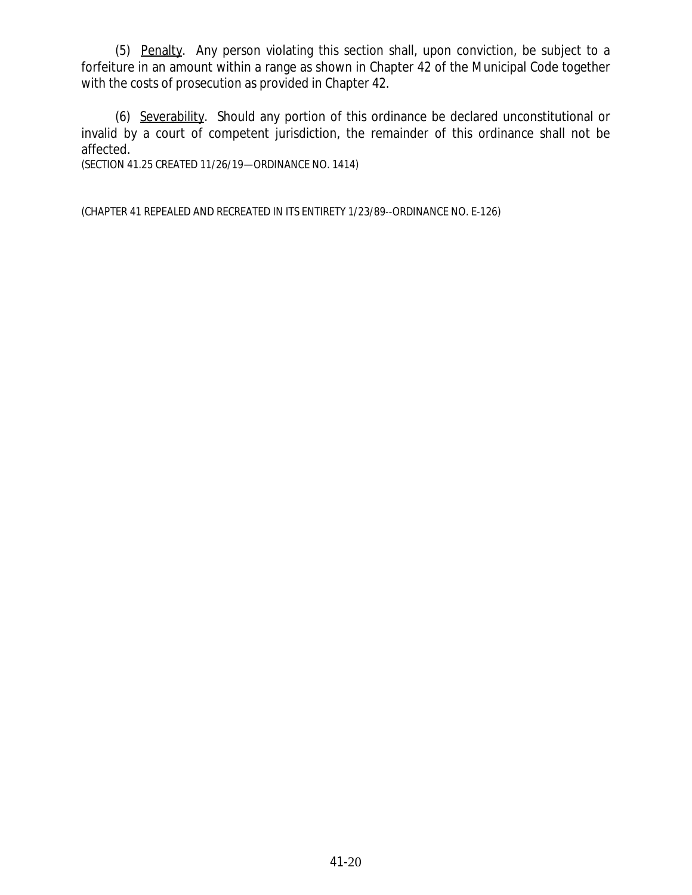(5) Penalty. Any person violating this section shall, upon conviction, be subject to a forfeiture in an amount within a range as shown in Chapter 42 of the Municipal Code together with the costs of prosecution as provided in Chapter 42.

(6) Severability. Should any portion of this ordinance be declared unconstitutional or invalid by a court of competent jurisdiction, the remainder of this ordinance shall not be affected.
(SECTION 41.25 CREATED 11/26/19—ORDINANCE NO. 1414)

(CHAPTER 41 REPEALED AND RECREATED IN ITS ENTIRETY 1/23/89--ORDINANCE NO. E-126)